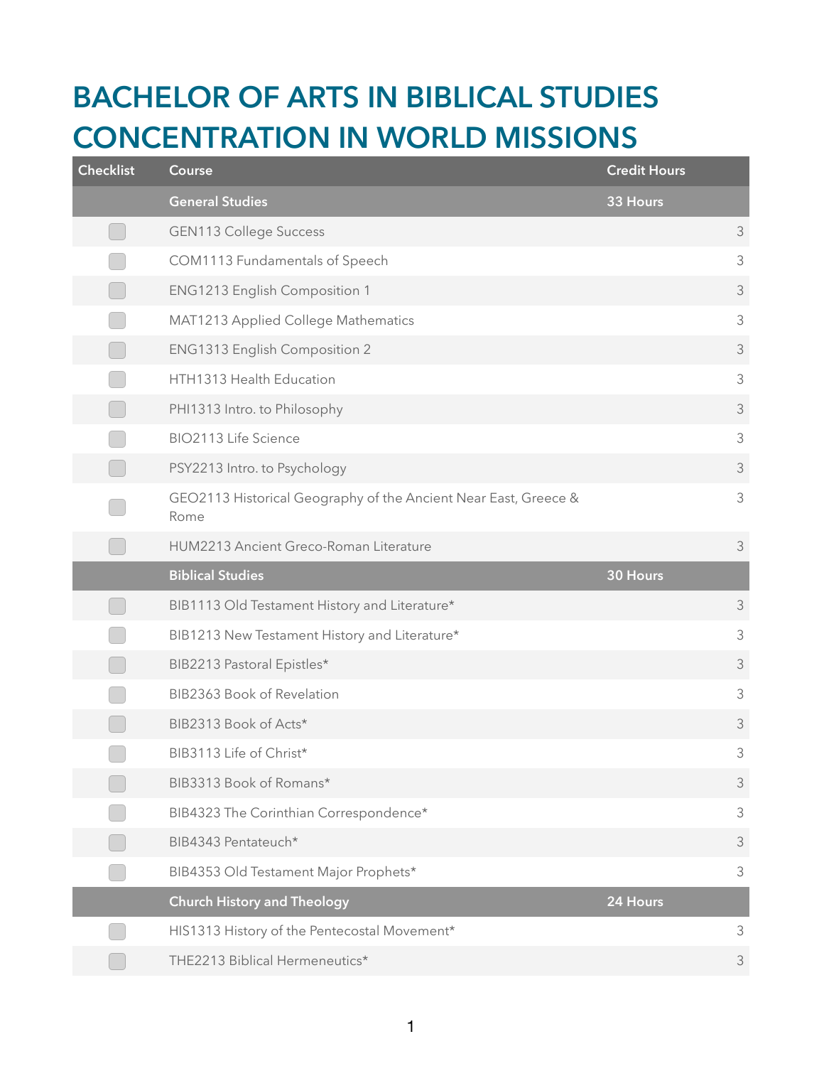# BACHELOR OF ARTS IN BIBLICAL STUDIES CONCENTRATION IN WORLD MISSIONS

| Checklist | Course | Credit Hours |
|---|---|---|
| | **General Studies** | **33 Hours** |
| ☐ | GEN113 College Success | 3 |
| ☐ | COM1113 Fundamentals of Speech | 3 |
| ☐ | ENG1213 English Composition 1 | 3 |
| ☐ | MAT1213 Applied College Mathematics | 3 |
| ☐ | ENG1313 English Composition 2 | 3 |
| ☐ | HTH1313 Health Education | 3 |
| ☐ | PHI1313 Intro. to Philosophy | 3 |
| ☐ | BIO2113 Life Science | 3 |
| ☐ | PSY2213 Intro. to Psychology | 3 |
| ☐ | GEO2113 Historical Geography of the Ancient Near East, Greece & Rome | 3 |
| ☐ | HUM2213 Ancient Greco-Roman Literature | 3 |
| | **Biblical Studies** | **30 Hours** |
| ☐ | BIB1113 Old Testament History and Literature* | 3 |
| ☐ | BIB1213 New Testament History and Literature* | 3 |
| ☐ | BIB2213 Pastoral Epistles* | 3 |
| ☐ | BIB2363 Book of Revelation | 3 |
| ☐ | BIB2313 Book of Acts* | 3 |
| ☐ | BIB3113 Life of Christ* | 3 |
| ☐ | BIB3313 Book of Romans* | 3 |
| ☐ | BIB4323 The Corinthian Correspondence* | 3 |
| ☐ | BIB4343 Pentateuch* | 3 |
| ☐ | BIB4353 Old Testament Major Prophets* | 3 |
| | **Church History and Theology** | **24 Hours** |
| ☐ | HIS1313 History of the Pentecostal Movement* | 3 |
| ☐ | THE2213 Biblical Hermeneutics* | 3 |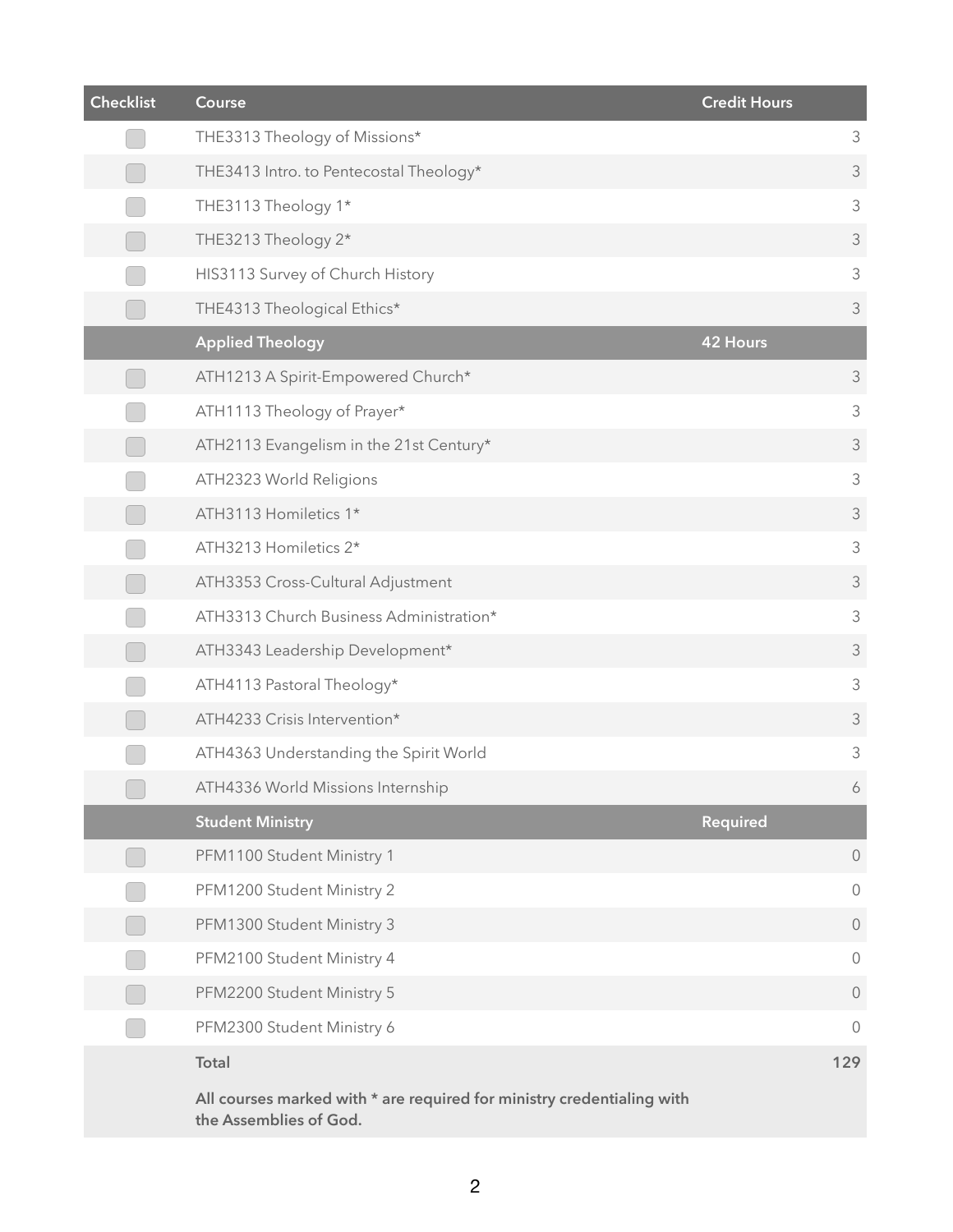| Checklist | Course | Credit Hours |
|---|---|---|
| | THE3313 Theology of Missions* | 3 |
| | THE3413 Intro. to Pentecostal Theology* | 3 |
| | THE3113 Theology 1* | 3 |
| | THE3213 Theology 2* | 3 |
| | HIS3113 Survey of Church History | 3 |
| | THE4313 Theological Ethics* | 3 |
| | **Applied Theology** | **42 Hours** |
| | ATH1213 A Spirit-Empowered Church* | 3 |
| | ATH1113 Theology of Prayer* | 3 |
| | ATH2113 Evangelism in the 21st Century* | 3 |
| | ATH2323 World Religions | 3 |
| | ATH3113 Homiletics 1* | 3 |
| | ATH3213 Homiletics 2* | 3 |
| | ATH3353 Cross-Cultural Adjustment | 3 |
| | ATH3313 Church Business Administration* | 3 |
| | ATH3343 Leadership Development* | 3 |
| | ATH4113 Pastoral Theology* | 3 |
| | ATH4233 Crisis Intervention* | 3 |
| | ATH4363 Understanding the Spirit World | 3 |
| | ATH4336 World Missions Internship | 6 |
| | **Student Ministry** | **Required** |
| | PFM1100 Student Ministry 1 | 0 |
| | PFM1200 Student Ministry 2 | 0 |
| | PFM1300 Student Ministry 3 | 0 |
| | PFM2100 Student Ministry 4 | 0 |
| | PFM2200 Student Ministry 5 | 0 |
| | PFM2300 Student Ministry 6 | 0 |
| | **Total** | **129** |

**All courses marked with * are required for ministry credentialing with the Assemblies of God.**